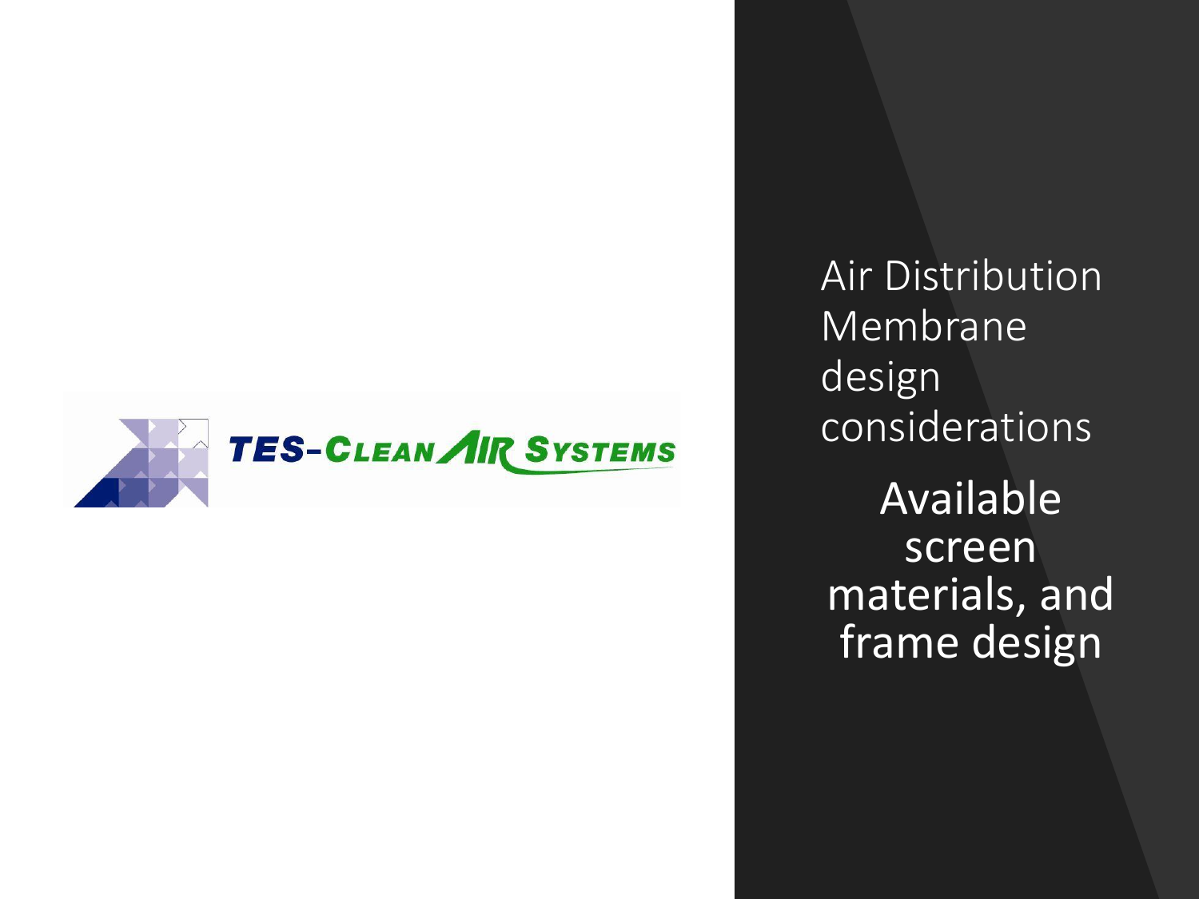TES-CLEAN AIR SYSTEMS

# Air Distribution Membrane design considerations

## Available screen materials, and frame design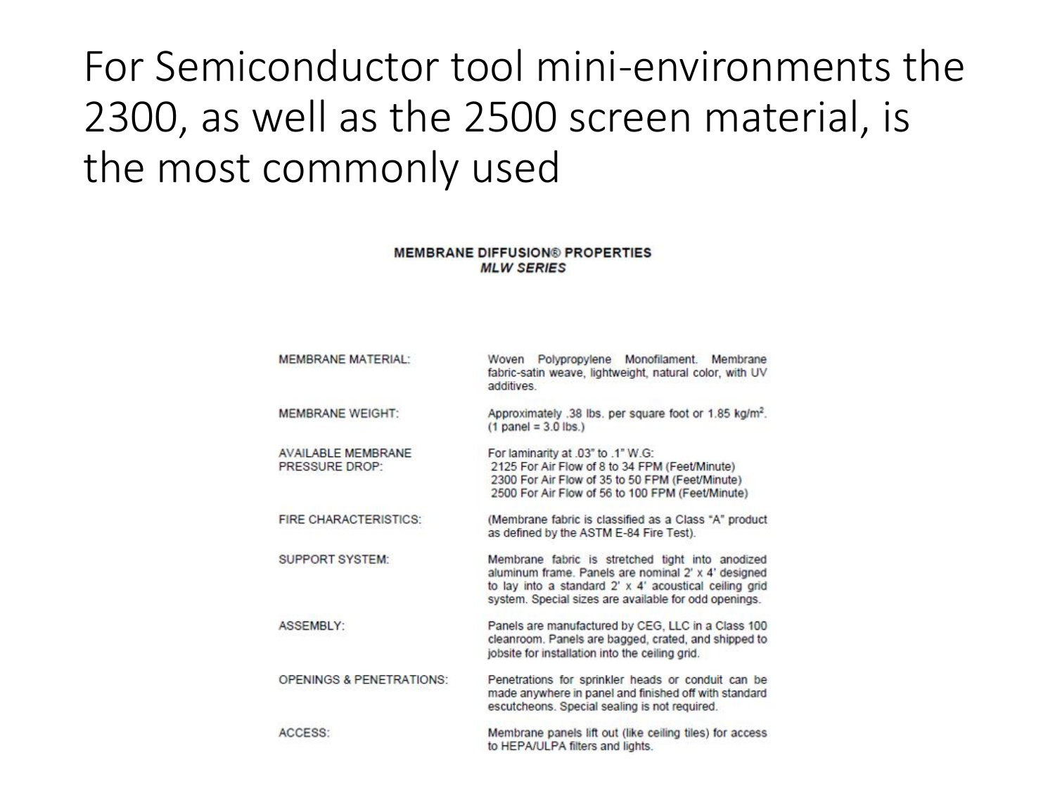# For Semiconductor tool mini-environments the 2300, as well as the 2500 screen material, is the most commonly used

**MEMBRANE DIFFUSION® PROPERTIES**
***MLW SERIES***

| | |
|---|---|
| MEMBRANE MATERIAL: | Woven Polypropylene Monofilament. Membrane fabric-satin weave, lightweight, natural color, with UV additives. |
| MEMBRANE WEIGHT: | Approximately .38 lbs. per square foot or 1.85 kg/m$^2$. (1 panel = 3.0 lbs.) |
| AVAILABLE MEMBRANE PRESSURE DROP: | For laminarity at .03" to .1" W.G:<br>2125 For Air Flow of 8 to 34 FPM (Feet/Minute)<br>2300 For Air Flow of 35 to 50 FPM (Feet/Minute)<br>2500 For Air Flow of 56 to 100 FPM (Feet/Minute) |
| FIRE CHARACTERISTICS: | (Membrane fabric is classified as a Class "A" product as defined by the ASTM E-84 Fire Test). |
| SUPPORT SYSTEM: | Membrane fabric is stretched tight into anodized aluminum frame. Panels are nominal 2' x 4' designed to lay into a standard 2' x 4' acoustical ceiling grid system. Special sizes are available for odd openings. |
| ASSEMBLY: | Panels are manufactured by CEG, LLC in a Class 100 cleanroom. Panels are bagged, crated, and shipped to jobsite for installation into the ceiling grid. |
| OPENINGS & PENETRATIONS: | Penetrations for sprinkler heads or conduit can be made anywhere in panel and finished off with standard escutcheons. Special sealing is not required. |
| ACCESS: | Membrane panels lift out (like ceiling tiles) for access to HEPA/ULPA filters and lights. |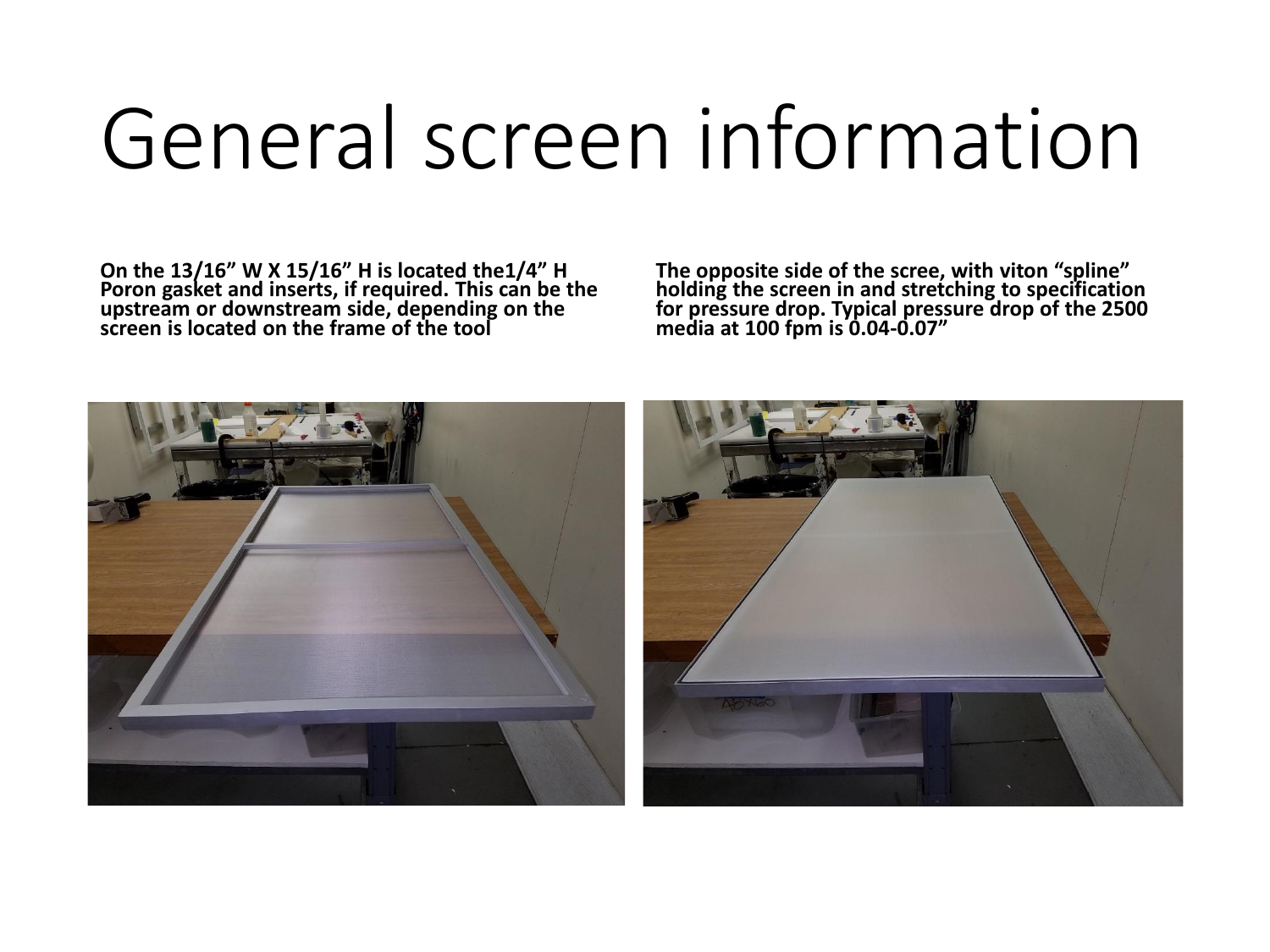# General screen information

**On the 13/16” W X 15/16” H is located the1/4” H Poron gasket and inserts, if required. This can be the upstream or downstream side, depending on the screen is located on the frame of the tool**

**The opposite side of the scree, with viton “spline” holding the screen in and stretching to specification for pressure drop. Typical pressure drop of the 2500 media at 100 fpm is 0.04-0.07”**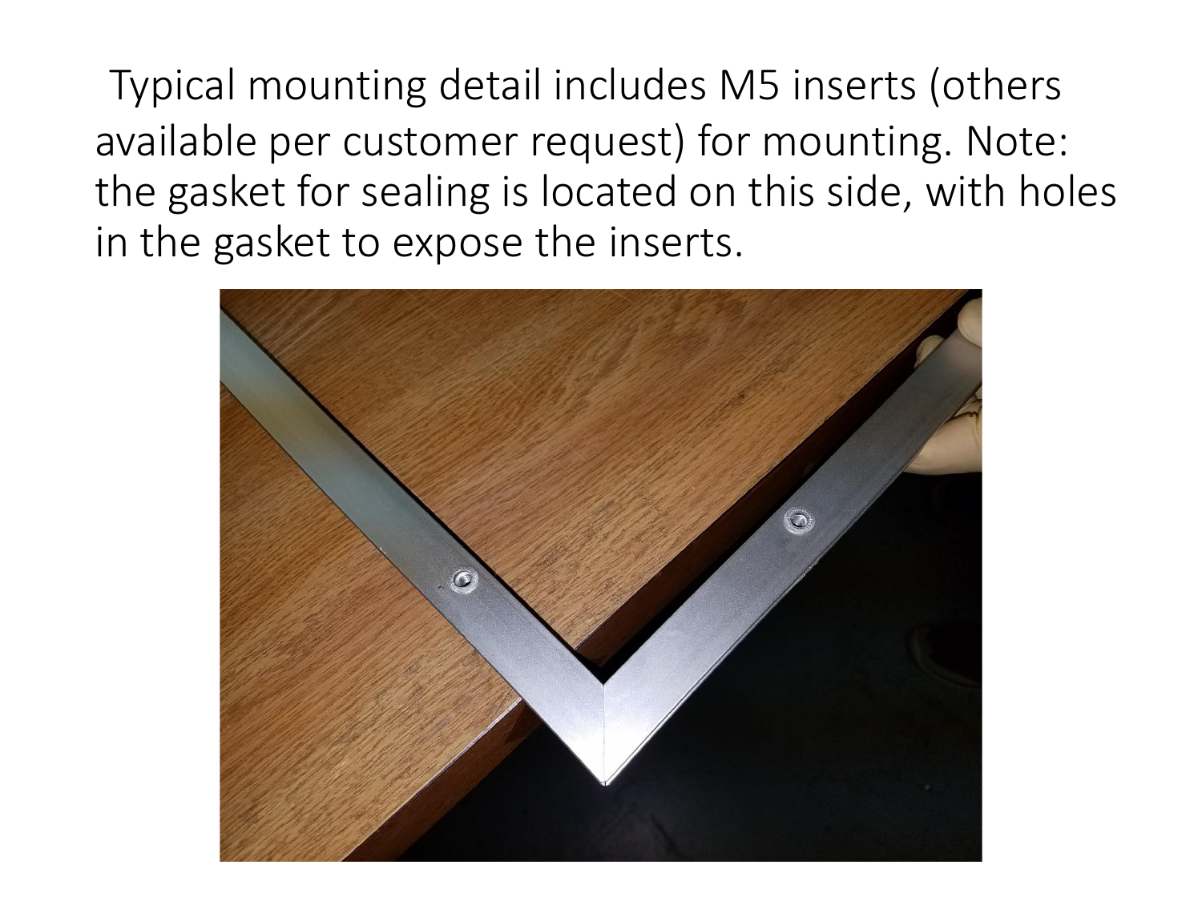Typical mounting detail includes M5 inserts (others available per customer request) for mounting. Note: the gasket for sealing is located on this side, with holes in the gasket to expose the inserts.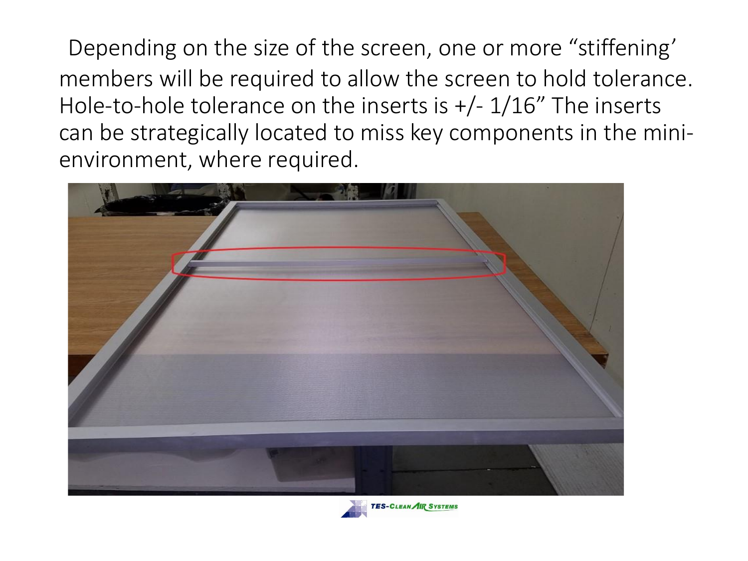Depending on the size of the screen, one or more "stiffening' members will be required to allow the screen to hold tolerance. Hole-to-hole tolerance on the inserts is +/- 1/16" The inserts can be strategically located to miss key components in the mini-environment, where required.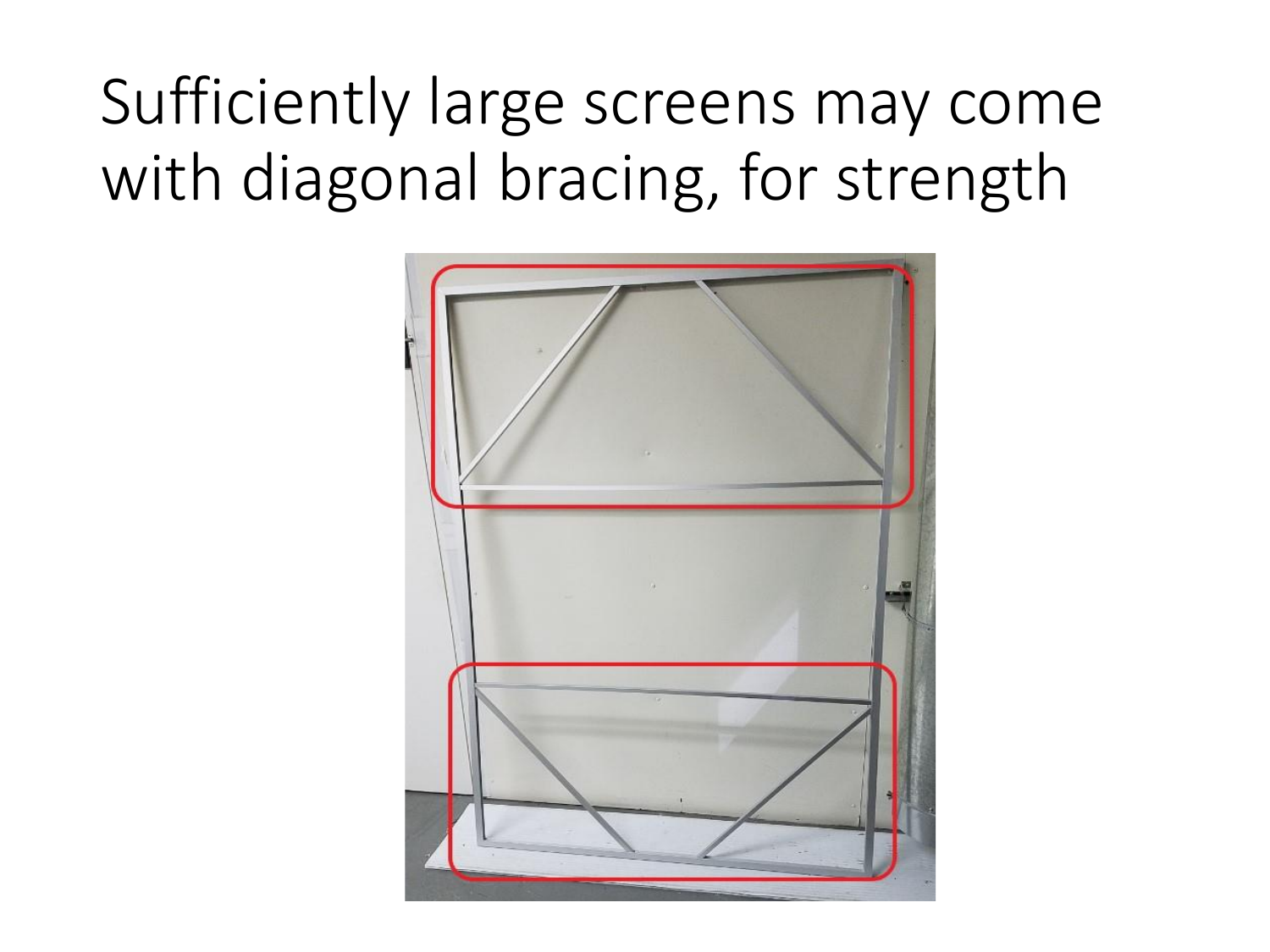# Sufficiently large screens may come with diagonal bracing, for strength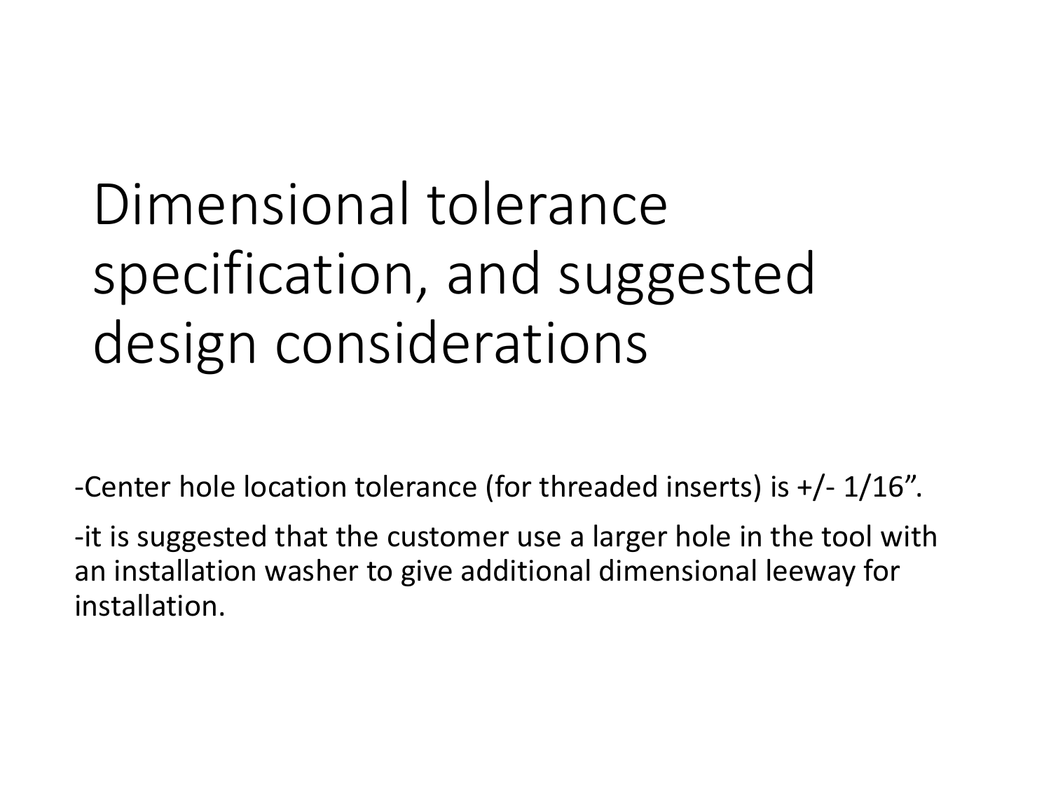# Dimensional tolerance specification, and suggested design considerations

-Center hole location tolerance (for threaded inserts) is +/- 1/16”.

-it is suggested that the customer use a larger hole in the tool with an installation washer to give additional dimensional leeway for installation.